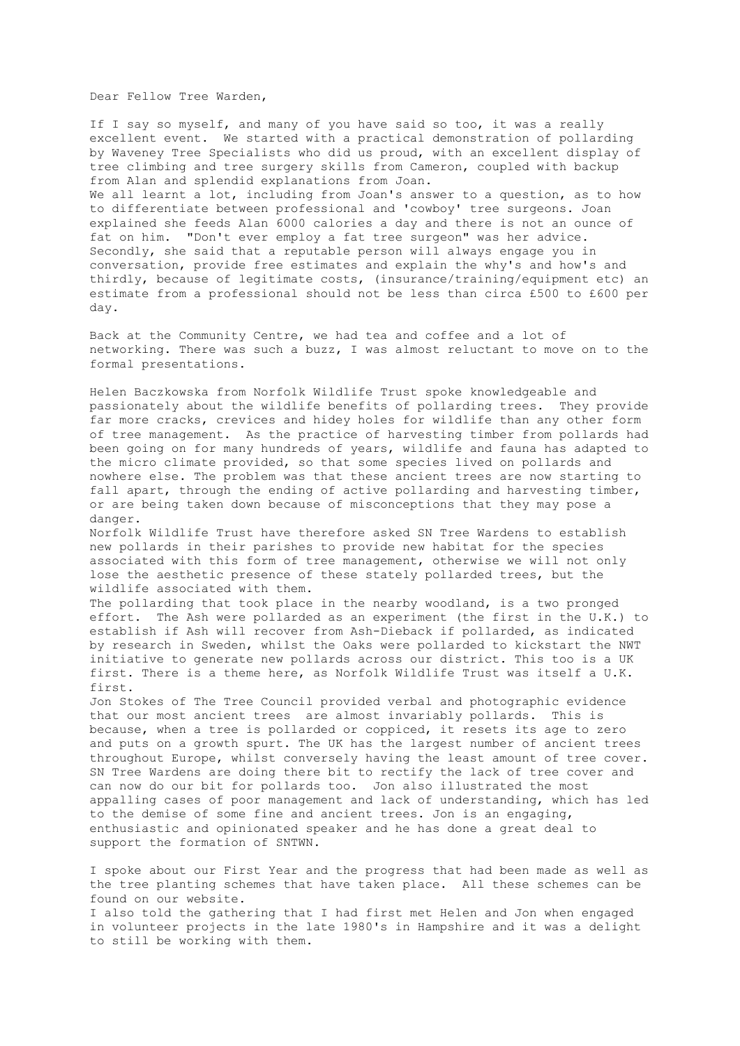Dear Fellow Tree Warden,

If I say so myself, and many of you have said so too, it was a really excellent event. We started with a practical demonstration of pollarding by Waveney Tree Specialists who did us proud, with an excellent display of tree climbing and tree surgery skills from Cameron, coupled with backup from Alan and splendid explanations from Joan.
We all learnt a lot, including from Joan's answer to a question, as to how to differentiate between professional and 'cowboy' tree surgeons. Joan explained she feeds Alan 6000 calories a day and there is not an ounce of fat on him. "Don't ever employ a fat tree surgeon" was her advice. Secondly, she said that a reputable person will always engage you in conversation, provide free estimates and explain the why's and how's and thirdly, because of legitimate costs, (insurance/training/equipment etc) an estimate from a professional should not be less than circa £500 to £600 per day.

Back at the Community Centre, we had tea and coffee and a lot of networking. There was such a buzz, I was almost reluctant to move on to the formal presentations.

Helen Baczkowska from Norfolk Wildlife Trust spoke knowledgeable and passionately about the wildlife benefits of pollarding trees. They provide far more cracks, crevices and hidey holes for wildlife than any other form of tree management. As the practice of harvesting timber from pollards had been going on for many hundreds of years, wildlife and fauna has adapted to the micro climate provided, so that some species lived on pollards and nowhere else. The problem was that these ancient trees are now starting to fall apart, through the ending of active pollarding and harvesting timber, or are being taken down because of misconceptions that they may pose a danger.
Norfolk Wildlife Trust have therefore asked SN Tree Wardens to establish new pollards in their parishes to provide new habitat for the species associated with this form of tree management, otherwise we will not only lose the aesthetic presence of these stately pollarded trees, but the wildlife associated with them.
The pollarding that took place in the nearby woodland, is a two pronged effort. The Ash were pollarded as an experiment (the first in the U.K.) to establish if Ash will recover from Ash-Dieback if pollarded, as indicated by research in Sweden, whilst the Oaks were pollarded to kickstart the NWT initiative to generate new pollards across our district. This too is a UK first. There is a theme here, as Norfolk Wildlife Trust was itself a U.K. first.
Jon Stokes of The Tree Council provided verbal and photographic evidence that our most ancient trees are almost invariably pollards. This is because, when a tree is pollarded or coppiced, it resets its age to zero and puts on a growth spurt. The UK has the largest number of ancient trees throughout Europe, whilst conversely having the least amount of tree cover. SN Tree Wardens are doing there bit to rectify the lack of tree cover and can now do our bit for pollards too. Jon also illustrated the most appalling cases of poor management and lack of understanding, which has led to the demise of some fine and ancient trees. Jon is an engaging, enthusiastic and opinionated speaker and he has done a great deal to support the formation of SNTWN.

I spoke about our First Year and the progress that had been made as well as the tree planting schemes that have taken place. All these schemes can be found on our website.
I also told the gathering that I had first met Helen and Jon when engaged in volunteer projects in the late 1980's in Hampshire and it was a delight to still be working with them.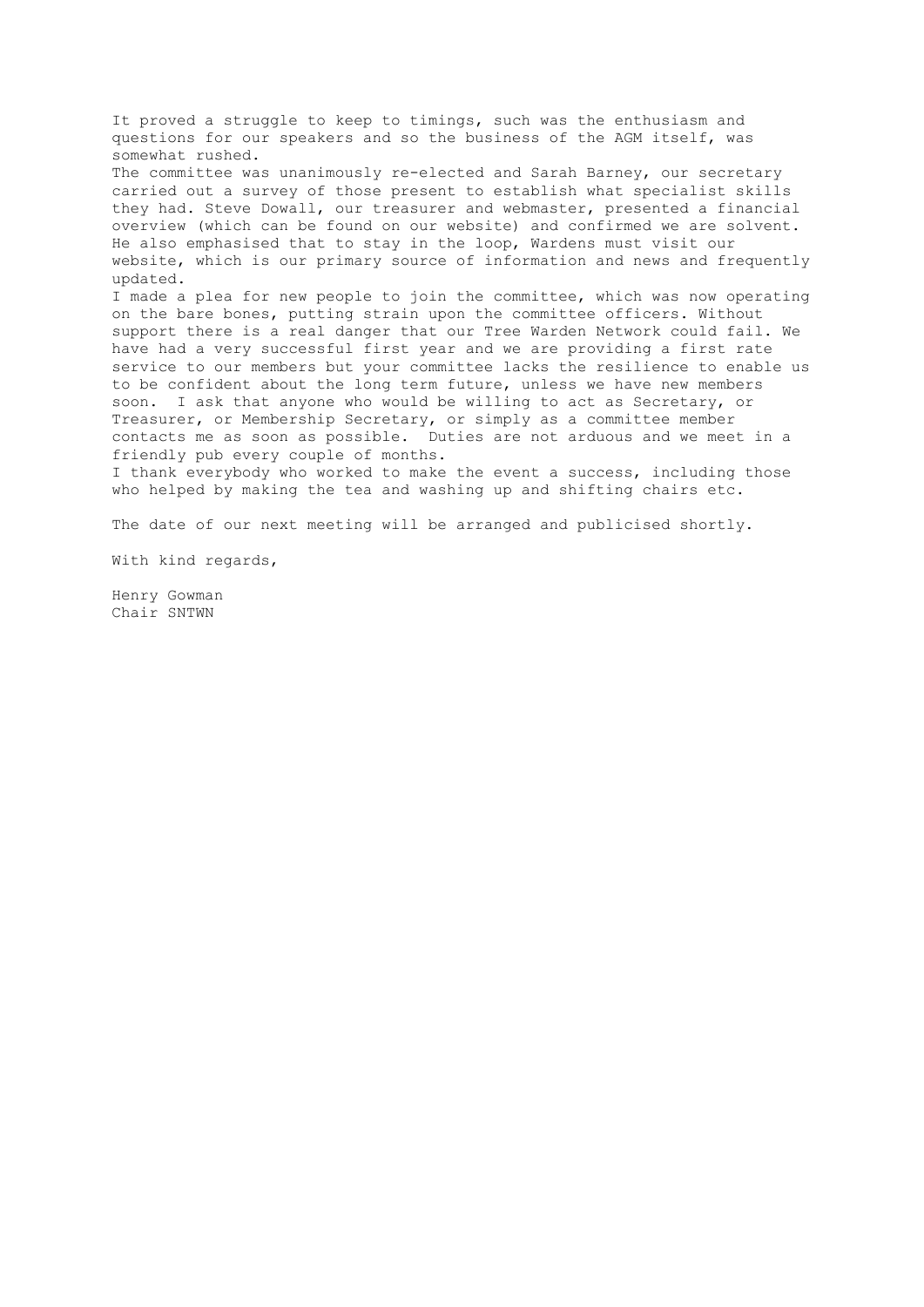It proved a struggle to keep to timings, such was the enthusiasm and questions for our speakers and so the business of the AGM itself, was somewhat rushed.

The committee was unanimously re-elected and Sarah Barney, our secretary carried out a survey of those present to establish what specialist skills they had. Steve Dowall, our treasurer and webmaster, presented a financial overview (which can be found on our website) and confirmed we are solvent. He also emphasised that to stay in the loop, Wardens must visit our website, which is our primary source of information and news and frequently updated.

I made a plea for new people to join the committee, which was now operating on the bare bones, putting strain upon the committee officers. Without support there is a real danger that our Tree Warden Network could fail. We have had a very successful first year and we are providing a first rate service to our members but your committee lacks the resilience to enable us to be confident about the long term future, unless we have new members soon. I ask that anyone who would be willing to act as Secretary, or Treasurer, or Membership Secretary, or simply as a committee member contacts me as soon as possible. Duties are not arduous and we meet in a friendly pub every couple of months.

I thank everybody who worked to make the event a success, including those who helped by making the tea and washing up and shifting chairs etc.

The date of our next meeting will be arranged and publicised shortly.

With kind regards,

Henry Gowman
Chair SNTWN